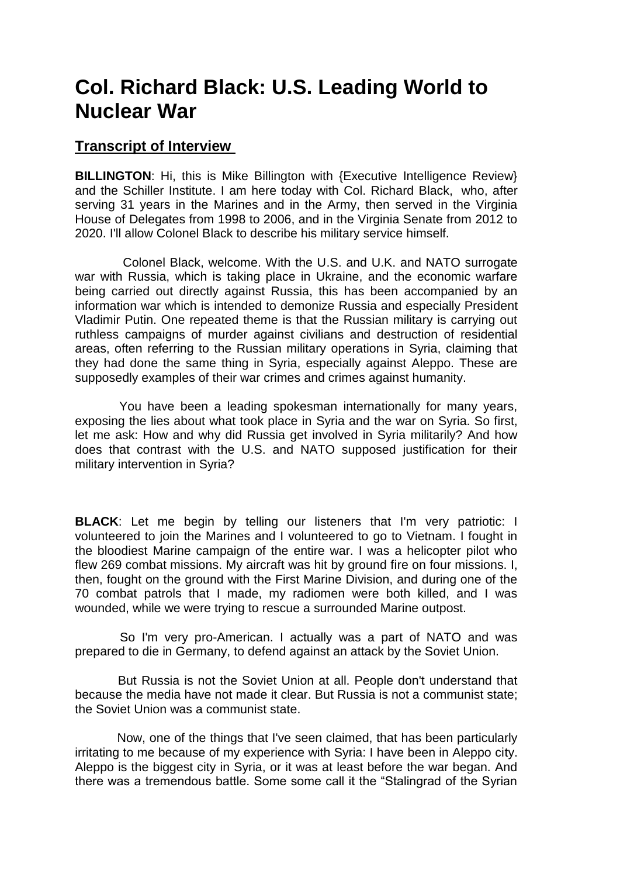# Col. Richard Black: U.S. Leading World to Nuclear War

## Transcript of Interview

**BILLINGTON**: Hi, this is Mike Billington with {Executive Intelligence Review} and the Schiller Institute. I am here today with Col. Richard Black, who, after serving 31 years in the Marines and in the Army, then served in the Virginia House of Delegates from 1998 to 2006, and in the Virginia Senate from 2012 to 2020. I'll allow Colonel Black to describe his military service himself.

Colonel Black, welcome. With the U.S. and U.K. and NATO surrogate war with Russia, which is taking place in Ukraine, and the economic warfare being carried out directly against Russia, this has been accompanied by an information war which is intended to demonize Russia and especially President Vladimir Putin. One repeated theme is that the Russian military is carrying out ruthless campaigns of murder against civilians and destruction of residential areas, often referring to the Russian military operations in Syria, claiming that they had done the same thing in Syria, especially against Aleppo. These are supposedly examples of their war crimes and crimes against humanity.

You have been a leading spokesman internationally for many years, exposing the lies about what took place in Syria and the war on Syria. So first, let me ask: How and why did Russia get involved in Syria militarily? And how does that contrast with the U.S. and NATO supposed justification for their military intervention in Syria?

**BLACK**: Let me begin by telling our listeners that I'm very patriotic: I volunteered to join the Marines and I volunteered to go to Vietnam. I fought in the bloodiest Marine campaign of the entire war. I was a helicopter pilot who flew 269 combat missions. My aircraft was hit by ground fire on four missions. I, then, fought on the ground with the First Marine Division, and during one of the 70 combat patrols that I made, my radiomen were both killed, and I was wounded, while we were trying to rescue a surrounded Marine outpost.

So I'm very pro-American. I actually was a part of NATO and was prepared to die in Germany, to defend against an attack by the Soviet Union.

But Russia is not the Soviet Union at all. People don't understand that because the media have not made it clear. But Russia is not a communist state; the Soviet Union was a communist state.

Now, one of the things that I've seen claimed, that has been particularly irritating to me because of my experience with Syria: I have been in Aleppo city. Aleppo is the biggest city in Syria, or it was at least before the war began. And there was a tremendous battle. Some some call it the "Stalingrad of the Syrian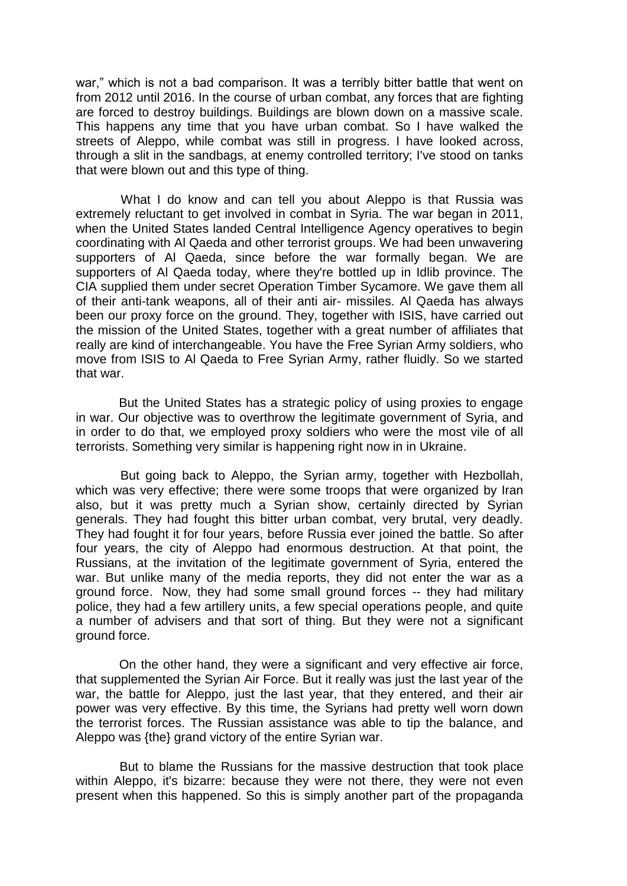war," which is not a bad comparison. It was a terribly bitter battle that went on from 2012 until 2016. In the course of urban combat, any forces that are fighting are forced to destroy buildings. Buildings are blown down on a massive scale. This happens any time that you have urban combat. So I have walked the streets of Aleppo, while combat was still in progress. I have looked across, through a slit in the sandbags, at enemy controlled territory; I've stood on tanks that were blown out and this type of thing.

What I do know and can tell you about Aleppo is that Russia was extremely reluctant to get involved in combat in Syria. The war began in 2011, when the United States landed Central Intelligence Agency operatives to begin coordinating with Al Qaeda and other terrorist groups. We had been unwavering supporters of Al Qaeda, since before the war formally began. We are supporters of Al Qaeda today, where they're bottled up in Idlib province. The CIA supplied them under secret Operation Timber Sycamore. We gave them all of their anti-tank weapons, all of their anti air- missiles. Al Qaeda has always been our proxy force on the ground. They, together with ISIS, have carried out the mission of the United States, together with a great number of affiliates that really are kind of interchangeable. You have the Free Syrian Army soldiers, who move from ISIS to Al Qaeda to Free Syrian Army, rather fluidly. So we started that war.

But the United States has a strategic policy of using proxies to engage in war. Our objective was to overthrow the legitimate government of Syria, and in order to do that, we employed proxy soldiers who were the most vile of all terrorists. Something very similar is happening right now in in Ukraine.

But going back to Aleppo, the Syrian army, together with Hezbollah, which was very effective; there were some troops that were organized by Iran also, but it was pretty much a Syrian show, certainly directed by Syrian generals. They had fought this bitter urban combat, very brutal, very deadly. They had fought it for four years, before Russia ever joined the battle. So after four years, the city of Aleppo had enormous destruction. At that point, the Russians, at the invitation of the legitimate government of Syria, entered the war. But unlike many of the media reports, they did not enter the war as a ground force. Now, they had some small ground forces -- they had military police, they had a few artillery units, a few special operations people, and quite a number of advisers and that sort of thing. But they were not a significant ground force.

On the other hand, they were a significant and very effective air force, that supplemented the Syrian Air Force. But it really was just the last year of the war, the battle for Aleppo, just the last year, that they entered, and their air power was very effective. By this time, the Syrians had pretty well worn down the terrorist forces. The Russian assistance was able to tip the balance, and Aleppo was {the} grand victory of the entire Syrian war.

But to blame the Russians for the massive destruction that took place within Aleppo, it's bizarre: because they were not there, they were not even present when this happened. So this is simply another part of the propaganda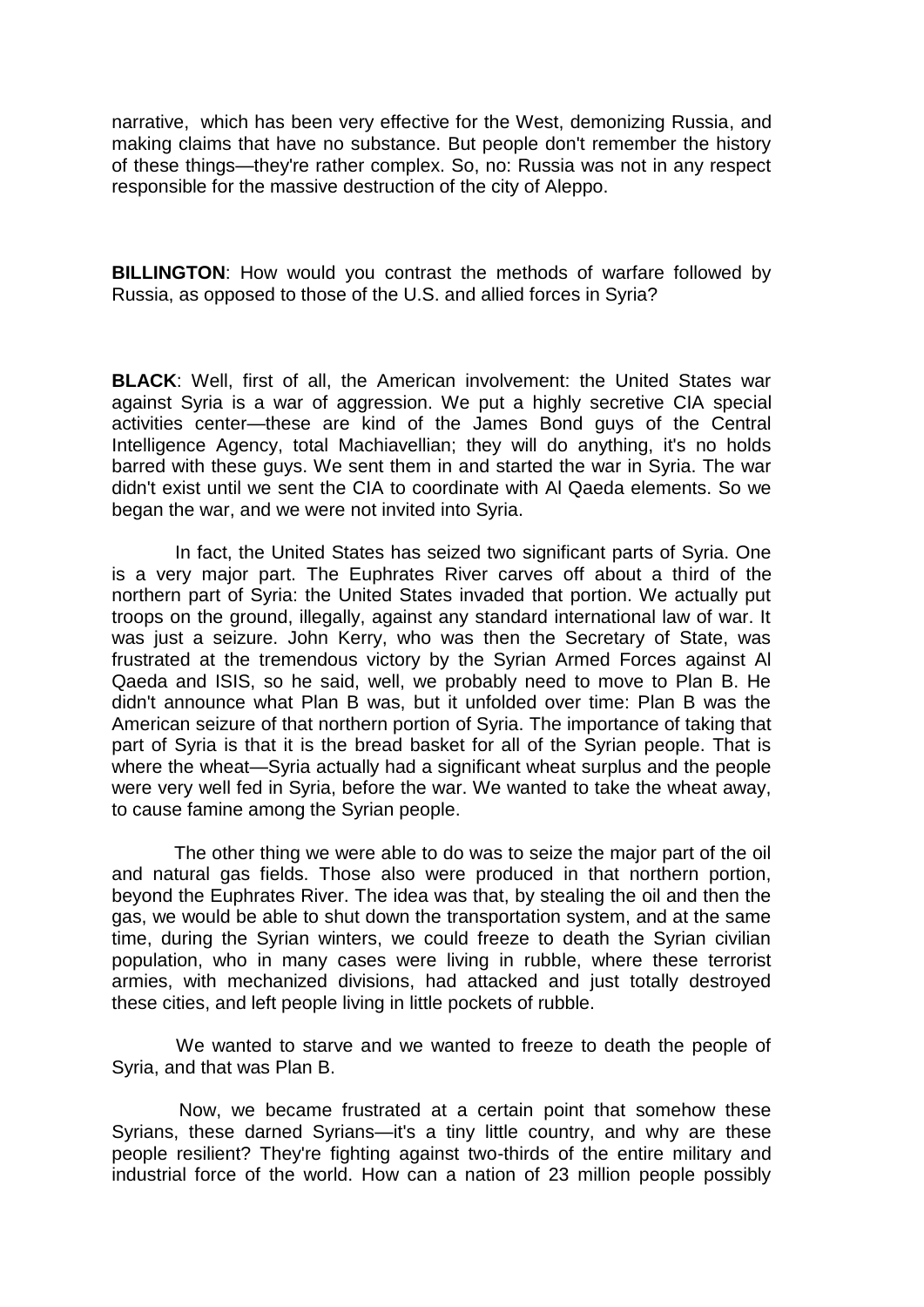narrative, which has been very effective for the West, demonizing Russia, and making claims that have no substance. But people don't remember the history of these things—they're rather complex. So, no: Russia was not in any respect responsible for the massive destruction of the city of Aleppo.

**BILLINGTON**: How would you contrast the methods of warfare followed by Russia, as opposed to those of the U.S. and allied forces in Syria?

**BLACK**: Well, first of all, the American involvement: the United States war against Syria is a war of aggression. We put a highly secretive CIA special activities center—these are kind of the James Bond guys of the Central Intelligence Agency, total Machiavellian; they will do anything, it's no holds barred with these guys. We sent them in and started the war in Syria. The war didn't exist until we sent the CIA to coordinate with Al Qaeda elements. So we began the war, and we were not invited into Syria.

In fact, the United States has seized two significant parts of Syria. One is a very major part. The Euphrates River carves off about a third of the northern part of Syria: the United States invaded that portion. We actually put troops on the ground, illegally, against any standard international law of war. It was just a seizure. John Kerry, who was then the Secretary of State, was frustrated at the tremendous victory by the Syrian Armed Forces against Al Qaeda and ISIS, so he said, well, we probably need to move to Plan B. He didn't announce what Plan B was, but it unfolded over time: Plan B was the American seizure of that northern portion of Syria. The importance of taking that part of Syria is that it is the bread basket for all of the Syrian people. That is where the wheat—Syria actually had a significant wheat surplus and the people were very well fed in Syria, before the war. We wanted to take the wheat away, to cause famine among the Syrian people.

The other thing we were able to do was to seize the major part of the oil and natural gas fields. Those also were produced in that northern portion, beyond the Euphrates River. The idea was that, by stealing the oil and then the gas, we would be able to shut down the transportation system, and at the same time, during the Syrian winters, we could freeze to death the Syrian civilian population, who in many cases were living in rubble, where these terrorist armies, with mechanized divisions, had attacked and just totally destroyed these cities, and left people living in little pockets of rubble.

We wanted to starve and we wanted to freeze to death the people of Syria, and that was Plan B.

Now, we became frustrated at a certain point that somehow these Syrians, these darned Syrians—it's a tiny little country, and why are these people resilient? They're fighting against two-thirds of the entire military and industrial force of the world. How can a nation of 23 million people possibly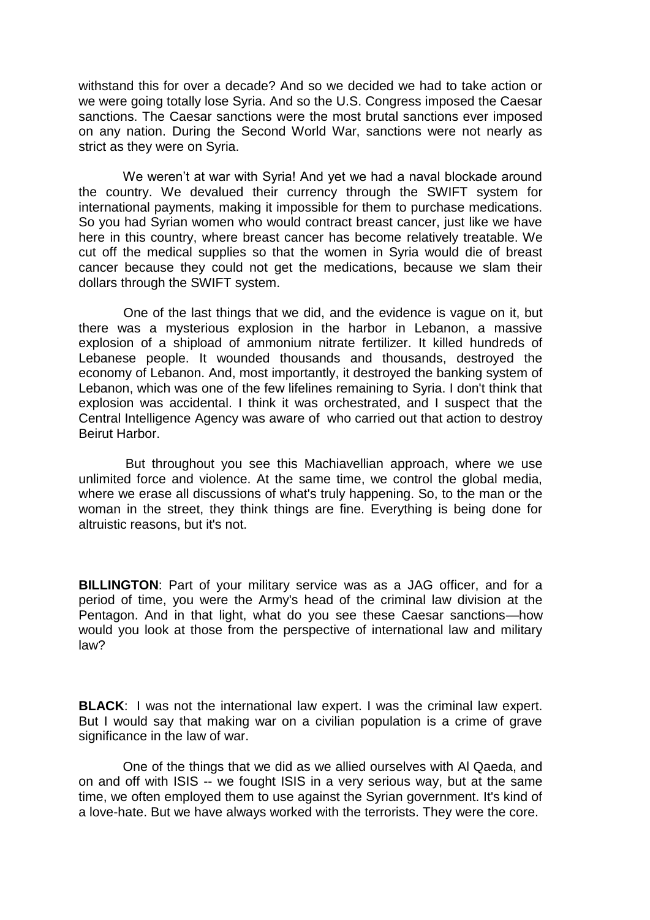withstand this for over a decade? And so we decided we had to take action or we were going totally lose Syria. And so the U.S. Congress imposed the Caesar sanctions. The Caesar sanctions were the most brutal sanctions ever imposed on any nation. During the Second World War, sanctions were not nearly as strict as they were on Syria.

We weren't at war with Syria! And yet we had a naval blockade around the country. We devalued their currency through the SWIFT system for international payments, making it impossible for them to purchase medications. So you had Syrian women who would contract breast cancer, just like we have here in this country, where breast cancer has become relatively treatable. We cut off the medical supplies so that the women in Syria would die of breast cancer because they could not get the medications, because we slam their dollars through the SWIFT system.

One of the last things that we did, and the evidence is vague on it, but there was a mysterious explosion in the harbor in Lebanon, a massive explosion of a shipload of ammonium nitrate fertilizer. It killed hundreds of Lebanese people. It wounded thousands and thousands, destroyed the economy of Lebanon. And, most importantly, it destroyed the banking system of Lebanon, which was one of the few lifelines remaining to Syria. I don't think that explosion was accidental. I think it was orchestrated, and I suspect that the Central Intelligence Agency was aware of who carried out that action to destroy Beirut Harbor.

But throughout you see this Machiavellian approach, where we use unlimited force and violence. At the same time, we control the global media, where we erase all discussions of what's truly happening. So, to the man or the woman in the street, they think things are fine. Everything is being done for altruistic reasons, but it's not.

**BILLINGTON**: Part of your military service was as a JAG officer, and for a period of time, you were the Army's head of the criminal law division at the Pentagon. And in that light, what do you see these Caesar sanctions—how would you look at those from the perspective of international law and military law?

**BLACK**: I was not the international law expert. I was the criminal law expert. But I would say that making war on a civilian population is a crime of grave significance in the law of war.

One of the things that we did as we allied ourselves with Al Qaeda, and on and off with ISIS -- we fought ISIS in a very serious way, but at the same time, we often employed them to use against the Syrian government. It's kind of a love-hate. But we have always worked with the terrorists. They were the core.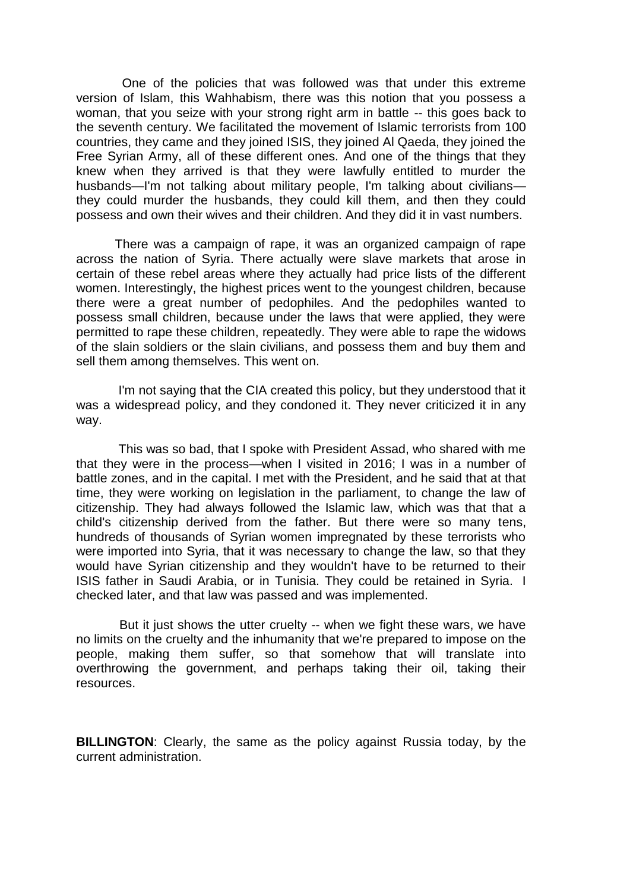One of the policies that was followed was that under this extreme version of Islam, this Wahhabism, there was this notion that you possess a woman, that you seize with your strong right arm in battle -- this goes back to the seventh century. We facilitated the movement of Islamic terrorists from 100 countries, they came and they joined ISIS, they joined Al Qaeda, they joined the Free Syrian Army, all of these different ones. And one of the things that they knew when they arrived is that they were lawfully entitled to murder the husbands—I'm not talking about military people, I'm talking about civilians—they could murder the husbands, they could kill them, and then they could possess and own their wives and their children. And they did it in vast numbers.

There was a campaign of rape, it was an organized campaign of rape across the nation of Syria. There actually were slave markets that arose in certain of these rebel areas where they actually had price lists of the different women. Interestingly, the highest prices went to the youngest children, because there were a great number of pedophiles. And the pedophiles wanted to possess small children, because under the laws that were applied, they were permitted to rape these children, repeatedly. They were able to rape the widows of the slain soldiers or the slain civilians, and possess them and buy them and sell them among themselves. This went on.

I'm not saying that the CIA created this policy, but they understood that it was a widespread policy, and they condoned it. They never criticized it in any way.

This was so bad, that I spoke with President Assad, who shared with me that they were in the process—when I visited in 2016; I was in a number of battle zones, and in the capital. I met with the President, and he said that at that time, they were working on legislation in the parliament, to change the law of citizenship. They had always followed the Islamic law, which was that that a child's citizenship derived from the father. But there were so many tens, hundreds of thousands of Syrian women impregnated by these terrorists who were imported into Syria, that it was necessary to change the law, so that they would have Syrian citizenship and they wouldn't have to be returned to their ISIS father in Saudi Arabia, or in Tunisia. They could be retained in Syria. I checked later, and that law was passed and was implemented.

But it just shows the utter cruelty -- when we fight these wars, we have no limits on the cruelty and the inhumanity that we're prepared to impose on the people, making them suffer, so that somehow that will translate into overthrowing the government, and perhaps taking their oil, taking their resources.

**BILLINGTON**: Clearly, the same as the policy against Russia today, by the current administration.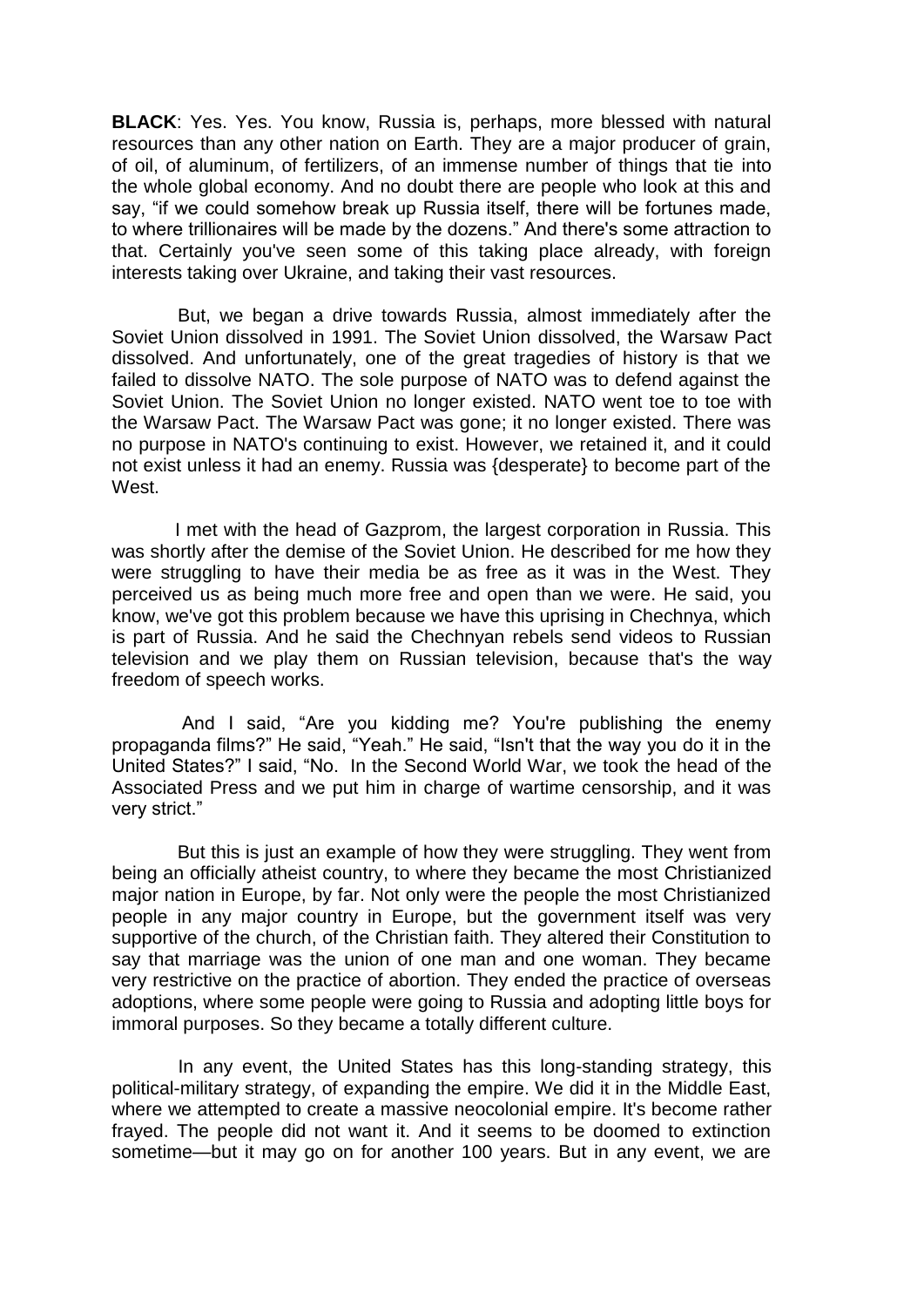**BLACK**: Yes. Yes. You know, Russia is, perhaps, more blessed with natural resources than any other nation on Earth. They are a major producer of grain, of oil, of aluminum, of fertilizers, of an immense number of things that tie into the whole global economy. And no doubt there are people who look at this and say, "if we could somehow break up Russia itself, there will be fortunes made, to where trillionaires will be made by the dozens." And there's some attraction to that. Certainly you've seen some of this taking place already, with foreign interests taking over Ukraine, and taking their vast resources.

But, we began a drive towards Russia, almost immediately after the Soviet Union dissolved in 1991. The Soviet Union dissolved, the Warsaw Pact dissolved. And unfortunately, one of the great tragedies of history is that we failed to dissolve NATO. The sole purpose of NATO was to defend against the Soviet Union. The Soviet Union no longer existed. NATO went toe to toe with the Warsaw Pact. The Warsaw Pact was gone; it no longer existed. There was no purpose in NATO's continuing to exist. However, we retained it, and it could not exist unless it had an enemy. Russia was {desperate} to become part of the West.

I met with the head of Gazprom, the largest corporation in Russia. This was shortly after the demise of the Soviet Union. He described for me how they were struggling to have their media be as free as it was in the West. They perceived us as being much more free and open than we were. He said, you know, we've got this problem because we have this uprising in Chechnya, which is part of Russia. And he said the Chechnyan rebels send videos to Russian television and we play them on Russian television, because that's the way freedom of speech works.

And I said, "Are you kidding me? You're publishing the enemy propaganda films?" He said, "Yeah." He said, "Isn't that the way you do it in the United States?" I said, "No. In the Second World War, we took the head of the Associated Press and we put him in charge of wartime censorship, and it was very strict."

But this is just an example of how they were struggling. They went from being an officially atheist country, to where they became the most Christianized major nation in Europe, by far. Not only were the people the most Christianized people in any major country in Europe, but the government itself was very supportive of the church, of the Christian faith. They altered their Constitution to say that marriage was the union of one man and one woman. They became very restrictive on the practice of abortion. They ended the practice of overseas adoptions, where some people were going to Russia and adopting little boys for immoral purposes. So they became a totally different culture.

In any event, the United States has this long-standing strategy, this political-military strategy, of expanding the empire. We did it in the Middle East, where we attempted to create a massive neocolonial empire. It's become rather frayed. The people did not want it. And it seems to be doomed to extinction sometime—but it may go on for another 100 years. But in any event, we are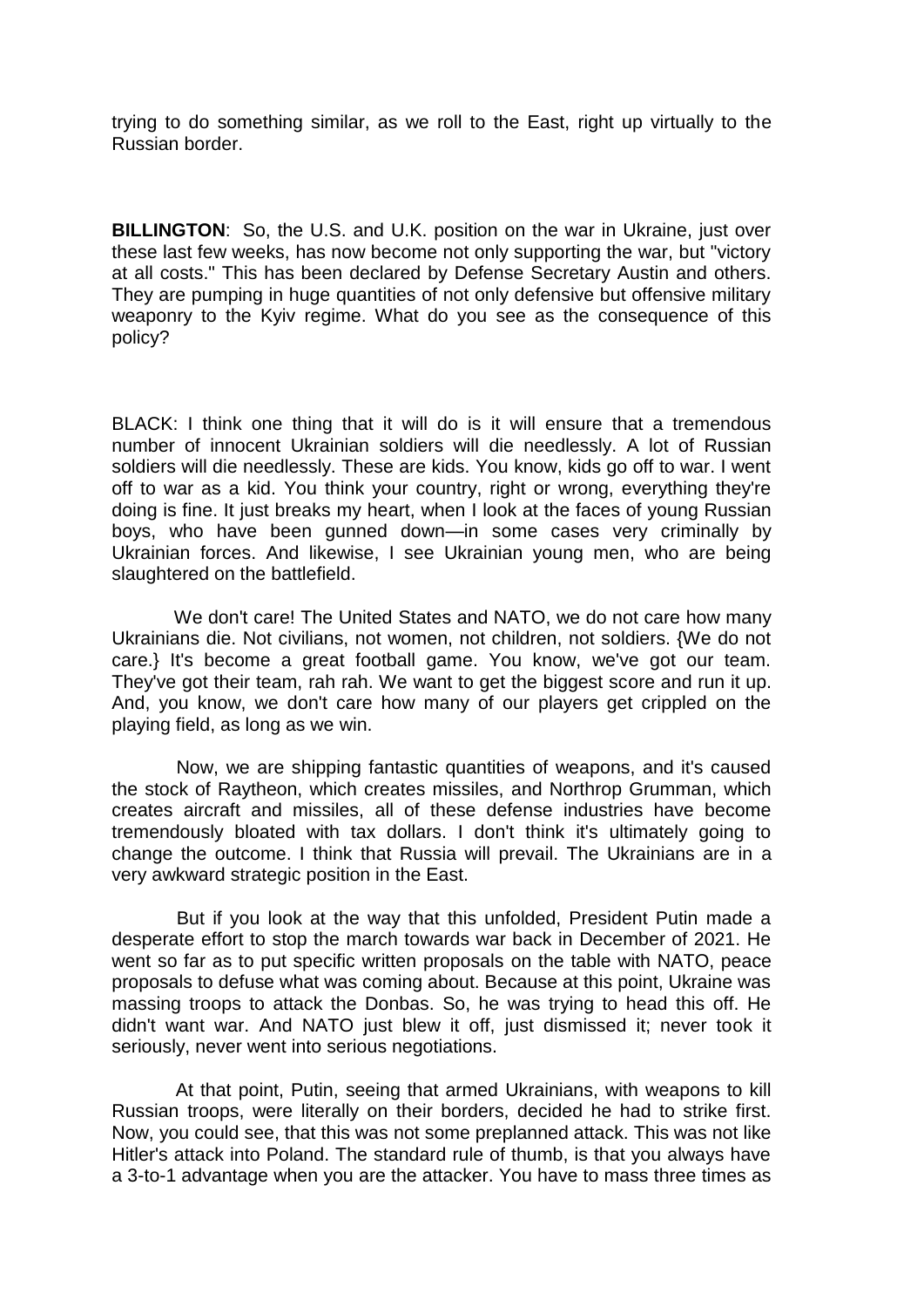trying to do something similar, as we roll to the East, right up virtually to the Russian border.

**BILLINGTON**: So, the U.S. and U.K. position on the war in Ukraine, just over these last few weeks, has now become not only supporting the war, but "victory at all costs." This has been declared by Defense Secretary Austin and others. They are pumping in huge quantities of not only defensive but offensive military weaponry to the Kyiv regime. What do you see as the consequence of this policy?

BLACK: I think one thing that it will do is it will ensure that a tremendous number of innocent Ukrainian soldiers will die needlessly. A lot of Russian soldiers will die needlessly. These are kids. You know, kids go off to war. I went off to war as a kid. You think your country, right or wrong, everything they're doing is fine. It just breaks my heart, when I look at the faces of young Russian boys, who have been gunned down—in some cases very criminally by Ukrainian forces. And likewise, I see Ukrainian young men, who are being slaughtered on the battlefield.

We don't care! The United States and NATO, we do not care how many Ukrainians die. Not civilians, not women, not children, not soldiers. {We do not care.} It's become a great football game. You know, we've got our team. They've got their team, rah rah. We want to get the biggest score and run it up. And, you know, we don't care how many of our players get crippled on the playing field, as long as we win.

Now, we are shipping fantastic quantities of weapons, and it's caused the stock of Raytheon, which creates missiles, and Northrop Grumman, which creates aircraft and missiles, all of these defense industries have become tremendously bloated with tax dollars. I don't think it's ultimately going to change the outcome. I think that Russia will prevail. The Ukrainians are in a very awkward strategic position in the East.

But if you look at the way that this unfolded, President Putin made a desperate effort to stop the march towards war back in December of 2021. He went so far as to put specific written proposals on the table with NATO, peace proposals to defuse what was coming about. Because at this point, Ukraine was massing troops to attack the Donbas. So, he was trying to head this off. He didn't want war. And NATO just blew it off, just dismissed it; never took it seriously, never went into serious negotiations.

At that point, Putin, seeing that armed Ukrainians, with weapons to kill Russian troops, were literally on their borders, decided he had to strike first. Now, you could see, that this was not some preplanned attack. This was not like Hitler's attack into Poland. The standard rule of thumb, is that you always have a 3-to-1 advantage when you are the attacker. You have to mass three times as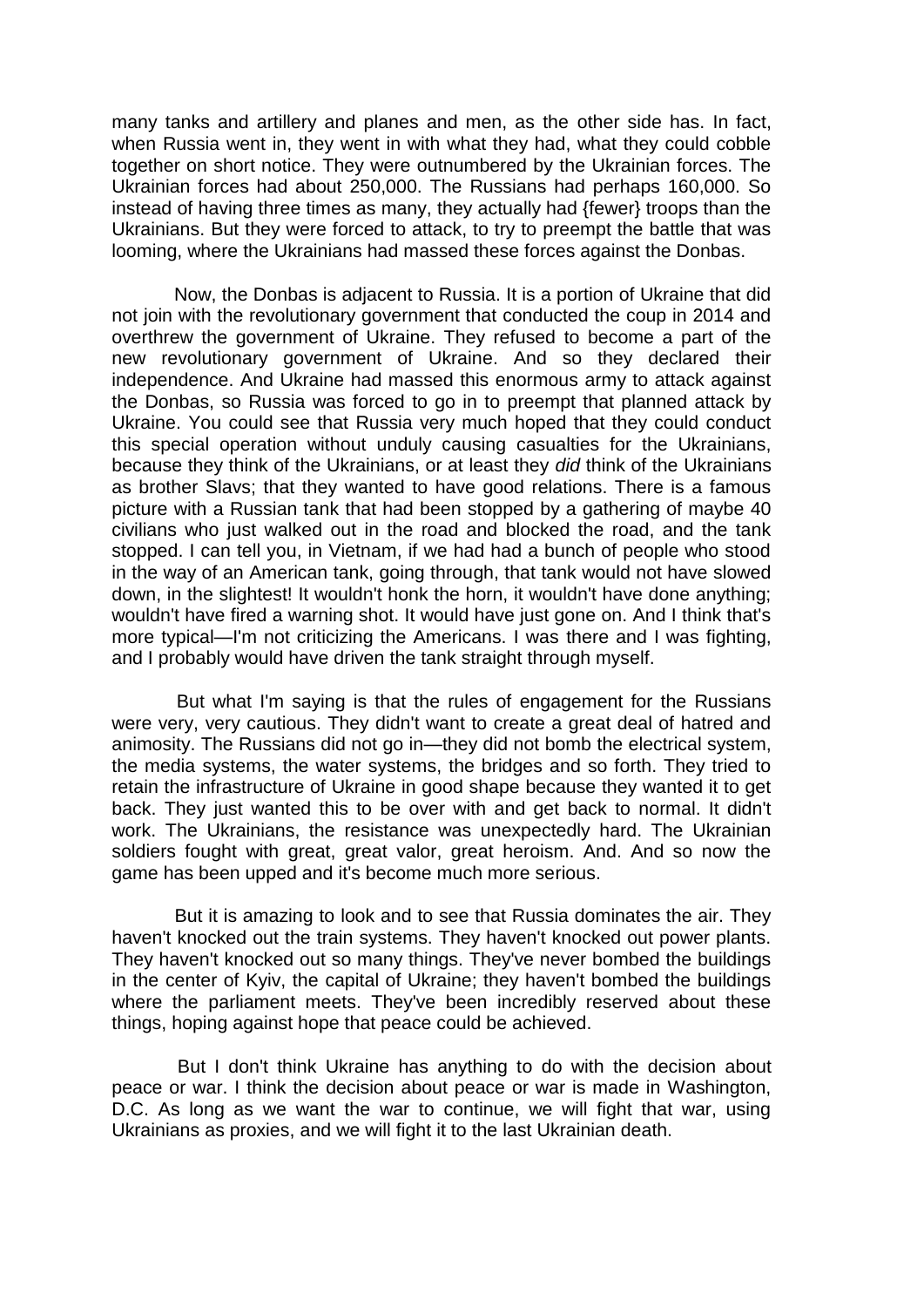many tanks and artillery and planes and men, as the other side has. In fact, when Russia went in, they went in with what they had, what they could cobble together on short notice. They were outnumbered by the Ukrainian forces. The Ukrainian forces had about 250,000. The Russians had perhaps 160,000. So instead of having three times as many, they actually had {fewer} troops than the Ukrainians. But they were forced to attack, to try to preempt the battle that was looming, where the Ukrainians had massed these forces against the Donbas.

Now, the Donbas is adjacent to Russia. It is a portion of Ukraine that did not join with the revolutionary government that conducted the coup in 2014 and overthrew the government of Ukraine. They refused to become a part of the new revolutionary government of Ukraine. And so they declared their independence. And Ukraine had massed this enormous army to attack against the Donbas, so Russia was forced to go in to preempt that planned attack by Ukraine. You could see that Russia very much hoped that they could conduct this special operation without unduly causing casualties for the Ukrainians, because they think of the Ukrainians, or at least they *did* think of the Ukrainians as brother Slavs; that they wanted to have good relations. There is a famous picture with a Russian tank that had been stopped by a gathering of maybe 40 civilians who just walked out in the road and blocked the road, and the tank stopped. I can tell you, in Vietnam, if we had had a bunch of people who stood in the way of an American tank, going through, that tank would not have slowed down, in the slightest! It wouldn't honk the horn, it wouldn't have done anything; wouldn't have fired a warning shot. It would have just gone on. And I think that's more typical—I'm not criticizing the Americans. I was there and I was fighting, and I probably would have driven the tank straight through myself.

But what I'm saying is that the rules of engagement for the Russians were very, very cautious. They didn't want to create a great deal of hatred and animosity. The Russians did not go in—they did not bomb the electrical system, the media systems, the water systems, the bridges and so forth. They tried to retain the infrastructure of Ukraine in good shape because they wanted it to get back. They just wanted this to be over with and get back to normal. It didn't work. The Ukrainians, the resistance was unexpectedly hard. The Ukrainian soldiers fought with great, great valor, great heroism. And. And so now the game has been upped and it's become much more serious.

But it is amazing to look and to see that Russia dominates the air. They haven't knocked out the train systems. They haven't knocked out power plants. They haven't knocked out so many things. They've never bombed the buildings in the center of Kyiv, the capital of Ukraine; they haven't bombed the buildings where the parliament meets. They've been incredibly reserved about these things, hoping against hope that peace could be achieved.

But I don't think Ukraine has anything to do with the decision about peace or war. I think the decision about peace or war is made in Washington, D.C. As long as we want the war to continue, we will fight that war, using Ukrainians as proxies, and we will fight it to the last Ukrainian death.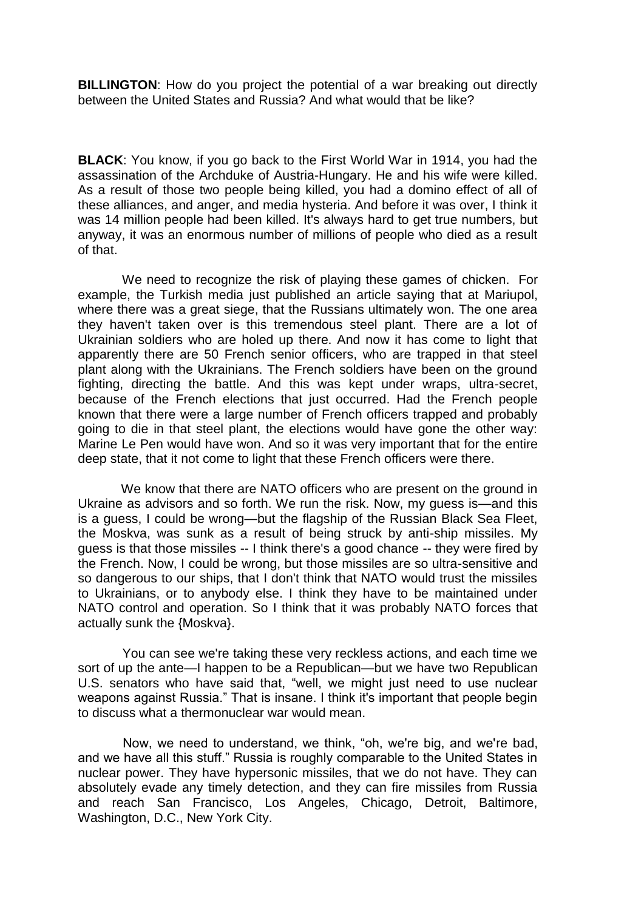**BILLINGTON**: How do you project the potential of a war breaking out directly between the United States and Russia? And what would that be like?

**BLACK**: You know, if you go back to the First World War in 1914, you had the assassination of the Archduke of Austria-Hungary. He and his wife were killed. As a result of those two people being killed, you had a domino effect of all of these alliances, and anger, and media hysteria. And before it was over, I think it was 14 million people had been killed. It's always hard to get true numbers, but anyway, it was an enormous number of millions of people who died as a result of that.

We need to recognize the risk of playing these games of chicken. For example, the Turkish media just published an article saying that at Mariupol, where there was a great siege, that the Russians ultimately won. The one area they haven't taken over is this tremendous steel plant. There are a lot of Ukrainian soldiers who are holed up there. And now it has come to light that apparently there are 50 French senior officers, who are trapped in that steel plant along with the Ukrainians. The French soldiers have been on the ground fighting, directing the battle. And this was kept under wraps, ultra-secret, because of the French elections that just occurred. Had the French people known that there were a large number of French officers trapped and probably going to die in that steel plant, the elections would have gone the other way: Marine Le Pen would have won. And so it was very important that for the entire deep state, that it not come to light that these French officers were there.

We know that there are NATO officers who are present on the ground in Ukraine as advisors and so forth. We run the risk. Now, my guess is—and this is a guess, I could be wrong—but the flagship of the Russian Black Sea Fleet, the Moskva, was sunk as a result of being struck by anti-ship missiles. My guess is that those missiles -- I think there's a good chance -- they were fired by the French. Now, I could be wrong, but those missiles are so ultra-sensitive and so dangerous to our ships, that I don't think that NATO would trust the missiles to Ukrainians, or to anybody else. I think they have to be maintained under NATO control and operation. So I think that it was probably NATO forces that actually sunk the {Moskva}.

You can see we're taking these very reckless actions, and each time we sort of up the ante—I happen to be a Republican—but we have two Republican U.S. senators who have said that, "well, we might just need to use nuclear weapons against Russia." That is insane. I think it's important that people begin to discuss what a thermonuclear war would mean.

Now, we need to understand, we think, "oh, we're big, and we're bad, and we have all this stuff." Russia is roughly comparable to the United States in nuclear power. They have hypersonic missiles, that we do not have. They can absolutely evade any timely detection, and they can fire missiles from Russia and reach San Francisco, Los Angeles, Chicago, Detroit, Baltimore, Washington, D.C., New York City.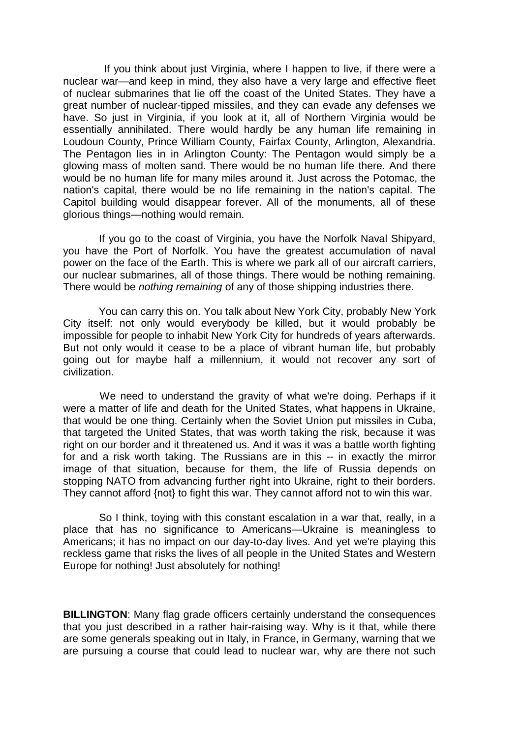If you think about just Virginia, where I happen to live, if there were a nuclear war—and keep in mind, they also have a very large and effective fleet of nuclear submarines that lie off the coast of the United States. They have a great number of nuclear-tipped missiles, and they can evade any defenses we have. So just in Virginia, if you look at it, all of Northern Virginia would be essentially annihilated. There would hardly be any human life remaining in Loudoun County, Prince William County, Fairfax County, Arlington, Alexandria. The Pentagon lies in in Arlington County: The Pentagon would simply be a glowing mass of molten sand. There would be no human life there. And there would be no human life for many miles around it. Just across the Potomac, the nation's capital, there would be no life remaining in the nation's capital. The Capitol building would disappear forever. All of the monuments, all of these glorious things—nothing would remain.

If you go to the coast of Virginia, you have the Norfolk Naval Shipyard, you have the Port of Norfolk. You have the greatest accumulation of naval power on the face of the Earth. This is where we park all of our aircraft carriers, our nuclear submarines, all of those things. There would be nothing remaining. There would be *nothing remaining* of any of those shipping industries there.

You can carry this on. You talk about New York City, probably New York City itself: not only would everybody be killed, but it would probably be impossible for people to inhabit New York City for hundreds of years afterwards. But not only would it cease to be a place of vibrant human life, but probably going out for maybe half a millennium, it would not recover any sort of civilization.

We need to understand the gravity of what we're doing. Perhaps if it were a matter of life and death for the United States, what happens in Ukraine, that would be one thing. Certainly when the Soviet Union put missiles in Cuba, that targeted the United States, that was worth taking the risk, because it was right on our border and it threatened us. And it was it was a battle worth fighting for and a risk worth taking. The Russians are in this -- in exactly the mirror image of that situation, because for them, the life of Russia depends on stopping NATO from advancing further right into Ukraine, right to their borders. They cannot afford {not} to fight this war. They cannot afford not to win this war.

So I think, toying with this constant escalation in a war that, really, in a place that has no significance to Americans—Ukraine is meaningless to Americans; it has no impact on our day-to-day lives. And yet we're playing this reckless game that risks the lives of all people in the United States and Western Europe for nothing! Just absolutely for nothing!

**BILLINGTON**: Many flag grade officers certainly understand the consequences that you just described in a rather hair-raising way. Why is it that, while there are some generals speaking out in Italy, in France, in Germany, warning that we are pursuing a course that could lead to nuclear war, why are there not such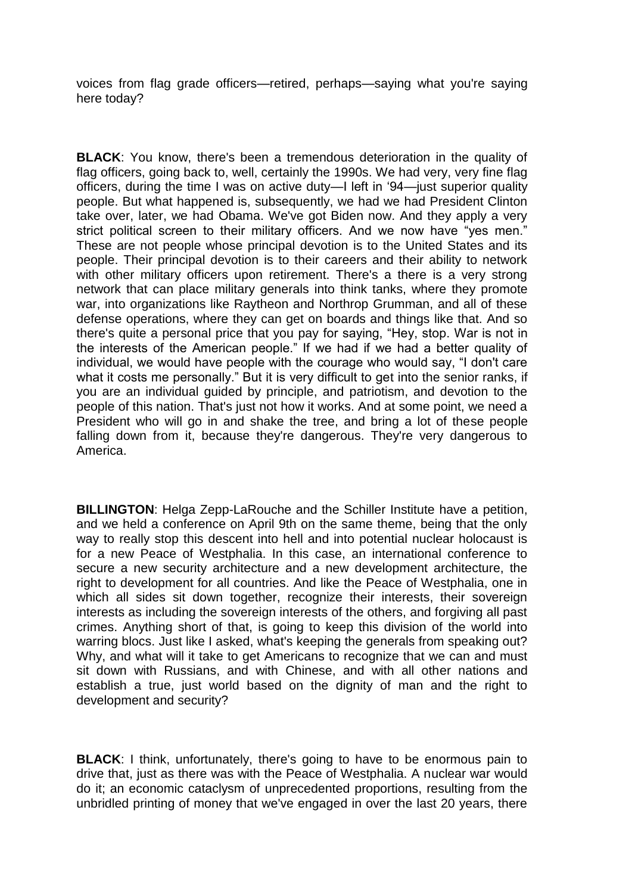voices from flag grade officers—retired, perhaps—saying what you're saying here today?

**BLACK**: You know, there's been a tremendous deterioration in the quality of flag officers, going back to, well, certainly the 1990s. We had very, very fine flag officers, during the time I was on active duty—I left in '94—just superior quality people. But what happened is, subsequently, we had we had President Clinton take over, later, we had Obama. We've got Biden now. And they apply a very strict political screen to their military officers. And we now have "yes men." These are not people whose principal devotion is to the United States and its people. Their principal devotion is to their careers and their ability to network with other military officers upon retirement. There's a there is a very strong network that can place military generals into think tanks, where they promote war, into organizations like Raytheon and Northrop Grumman, and all of these defense operations, where they can get on boards and things like that. And so there's quite a personal price that you pay for saying, "Hey, stop. War is not in the interests of the American people." If we had if we had a better quality of individual, we would have people with the courage who would say, "I don't care what it costs me personally." But it is very difficult to get into the senior ranks, if you are an individual guided by principle, and patriotism, and devotion to the people of this nation. That's just not how it works. And at some point, we need a President who will go in and shake the tree, and bring a lot of these people falling down from it, because they're dangerous. They're very dangerous to America.

**BILLINGTON**: Helga Zepp-LaRouche and the Schiller Institute have a petition, and we held a conference on April 9th on the same theme, being that the only way to really stop this descent into hell and into potential nuclear holocaust is for a new Peace of Westphalia. In this case, an international conference to secure a new security architecture and a new development architecture, the right to development for all countries. And like the Peace of Westphalia, one in which all sides sit down together, recognize their interests, their sovereign interests as including the sovereign interests of the others, and forgiving all past crimes. Anything short of that, is going to keep this division of the world into warring blocs. Just like I asked, what's keeping the generals from speaking out? Why, and what will it take to get Americans to recognize that we can and must sit down with Russians, and with Chinese, and with all other nations and establish a true, just world based on the dignity of man and the right to development and security?

**BLACK**: I think, unfortunately, there's going to have to be enormous pain to drive that, just as there was with the Peace of Westphalia. A nuclear war would do it; an economic cataclysm of unprecedented proportions, resulting from the unbridled printing of money that we've engaged in over the last 20 years, there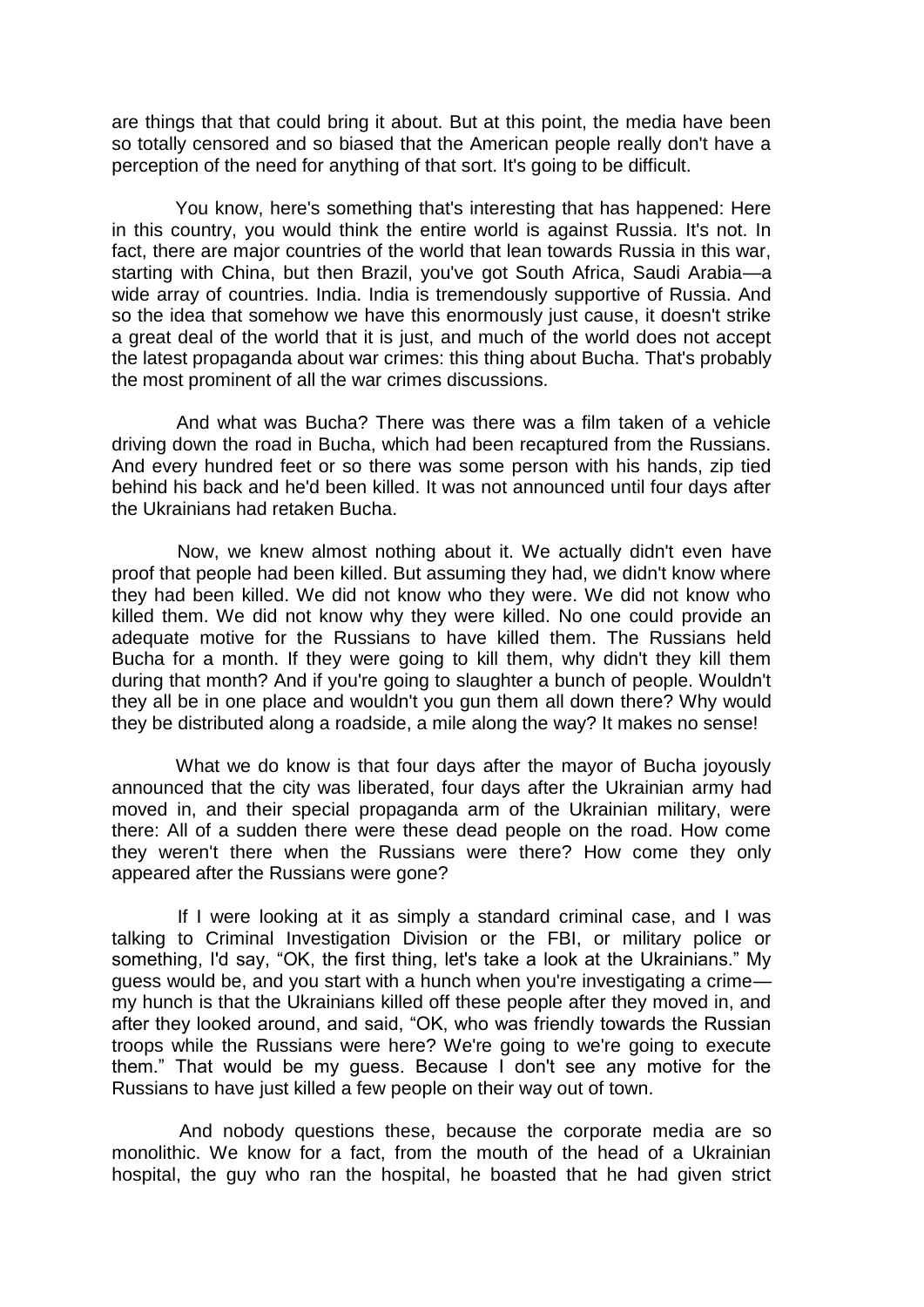are things that that could bring it about. But at this point, the media have been so totally censored and so biased that the American people really don't have a perception of the need for anything of that sort. It's going to be difficult.

You know, here's something that's interesting that has happened: Here in this country, you would think the entire world is against Russia. It's not. In fact, there are major countries of the world that lean towards Russia in this war, starting with China, but then Brazil, you've got South Africa, Saudi Arabia—a wide array of countries. India. India is tremendously supportive of Russia. And so the idea that somehow we have this enormously just cause, it doesn't strike a great deal of the world that it is just, and much of the world does not accept the latest propaganda about war crimes: this thing about Bucha. That's probably the most prominent of all the war crimes discussions.

And what was Bucha? There was there was a film taken of a vehicle driving down the road in Bucha, which had been recaptured from the Russians. And every hundred feet or so there was some person with his hands, zip tied behind his back and he'd been killed. It was not announced until four days after the Ukrainians had retaken Bucha.

Now, we knew almost nothing about it. We actually didn't even have proof that people had been killed. But assuming they had, we didn't know where they had been killed. We did not know who they were. We did not know who killed them. We did not know why they were killed. No one could provide an adequate motive for the Russians to have killed them. The Russians held Bucha for a month. If they were going to kill them, why didn't they kill them during that month? And if you're going to slaughter a bunch of people. Wouldn't they all be in one place and wouldn't you gun them all down there? Why would they be distributed along a roadside, a mile along the way? It makes no sense!

What we do know is that four days after the mayor of Bucha joyously announced that the city was liberated, four days after the Ukrainian army had moved in, and their special propaganda arm of the Ukrainian military, were there: All of a sudden there were these dead people on the road. How come they weren't there when the Russians were there? How come they only appeared after the Russians were gone?

If I were looking at it as simply a standard criminal case, and I was talking to Criminal Investigation Division or the FBI, or military police or something, I'd say, "OK, the first thing, let's take a look at the Ukrainians." My guess would be, and you start with a hunch when you're investigating a crime—my hunch is that the Ukrainians killed off these people after they moved in, and after they looked around, and said, "OK, who was friendly towards the Russian troops while the Russians were here? We're going to we're going to execute them." That would be my guess. Because I don't see any motive for the Russians to have just killed a few people on their way out of town.

And nobody questions these, because the corporate media are so monolithic. We know for a fact, from the mouth of the head of a Ukrainian hospital, the guy who ran the hospital, he boasted that he had given strict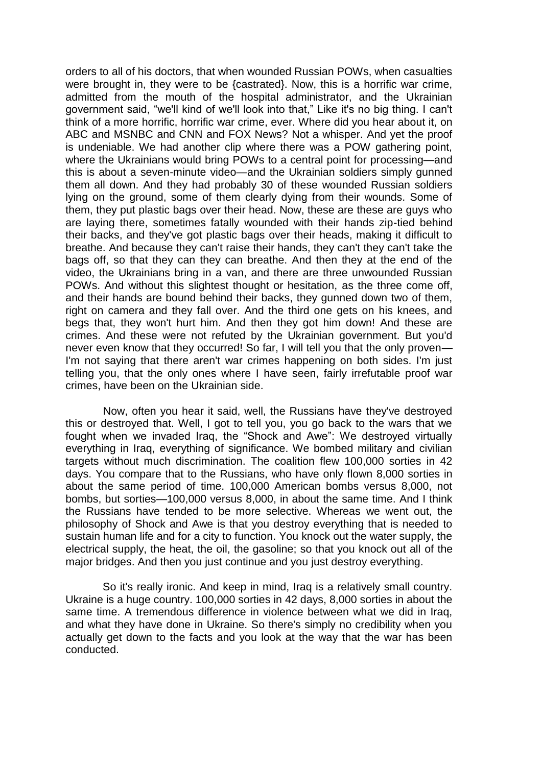orders to all of his doctors, that when wounded Russian POWs, when casualties were brought in, they were to be {castrated}. Now, this is a horrific war crime, admitted from the mouth of the hospital administrator, and the Ukrainian government said, "we'll kind of we'll look into that," Like it's no big thing. I can't think of a more horrific, horrific war crime, ever. Where did you hear about it, on ABC and MSNBC and CNN and FOX News? Not a whisper. And yet the proof is undeniable. We had another clip where there was a POW gathering point, where the Ukrainians would bring POWs to a central point for processing—and this is about a seven-minute video—and the Ukrainian soldiers simply gunned them all down. And they had probably 30 of these wounded Russian soldiers lying on the ground, some of them clearly dying from their wounds. Some of them, they put plastic bags over their head. Now, these are these are guys who are laying there, sometimes fatally wounded with their hands zip-tied behind their backs, and they've got plastic bags over their heads, making it difficult to breathe. And because they can't raise their hands, they can't they can't take the bags off, so that they can they can breathe. And then they at the end of the video, the Ukrainians bring in a van, and there are three unwounded Russian POWs. And without this slightest thought or hesitation, as the three come off, and their hands are bound behind their backs, they gunned down two of them, right on camera and they fall over. And the third one gets on his knees, and begs that, they won't hurt him. And then they got him down! And these are crimes. And these were not refuted by the Ukrainian government. But you'd never even know that they occurred! So far, I will tell you that the only proven—I'm not saying that there aren't war crimes happening on both sides. I'm just telling you, that the only ones where I have seen, fairly irrefutable proof war crimes, have been on the Ukrainian side.

Now, often you hear it said, well, the Russians have they've destroyed this or destroyed that. Well, I got to tell you, you go back to the wars that we fought when we invaded Iraq, the "Shock and Awe": We destroyed virtually everything in Iraq, everything of significance. We bombed military and civilian targets without much discrimination. The coalition flew 100,000 sorties in 42 days. You compare that to the Russians, who have only flown 8,000 sorties in about the same period of time. 100,000 American bombs versus 8,000, not bombs, but sorties—100,000 versus 8,000, in about the same time. And I think the Russians have tended to be more selective. Whereas we went out, the philosophy of Shock and Awe is that you destroy everything that is needed to sustain human life and for a city to function. You knock out the water supply, the electrical supply, the heat, the oil, the gasoline; so that you knock out all of the major bridges. And then you just continue and you just destroy everything.

So it's really ironic. And keep in mind, Iraq is a relatively small country. Ukraine is a huge country. 100,000 sorties in 42 days, 8,000 sorties in about the same time. A tremendous difference in violence between what we did in Iraq, and what they have done in Ukraine. So there's simply no credibility when you actually get down to the facts and you look at the way that the war has been conducted.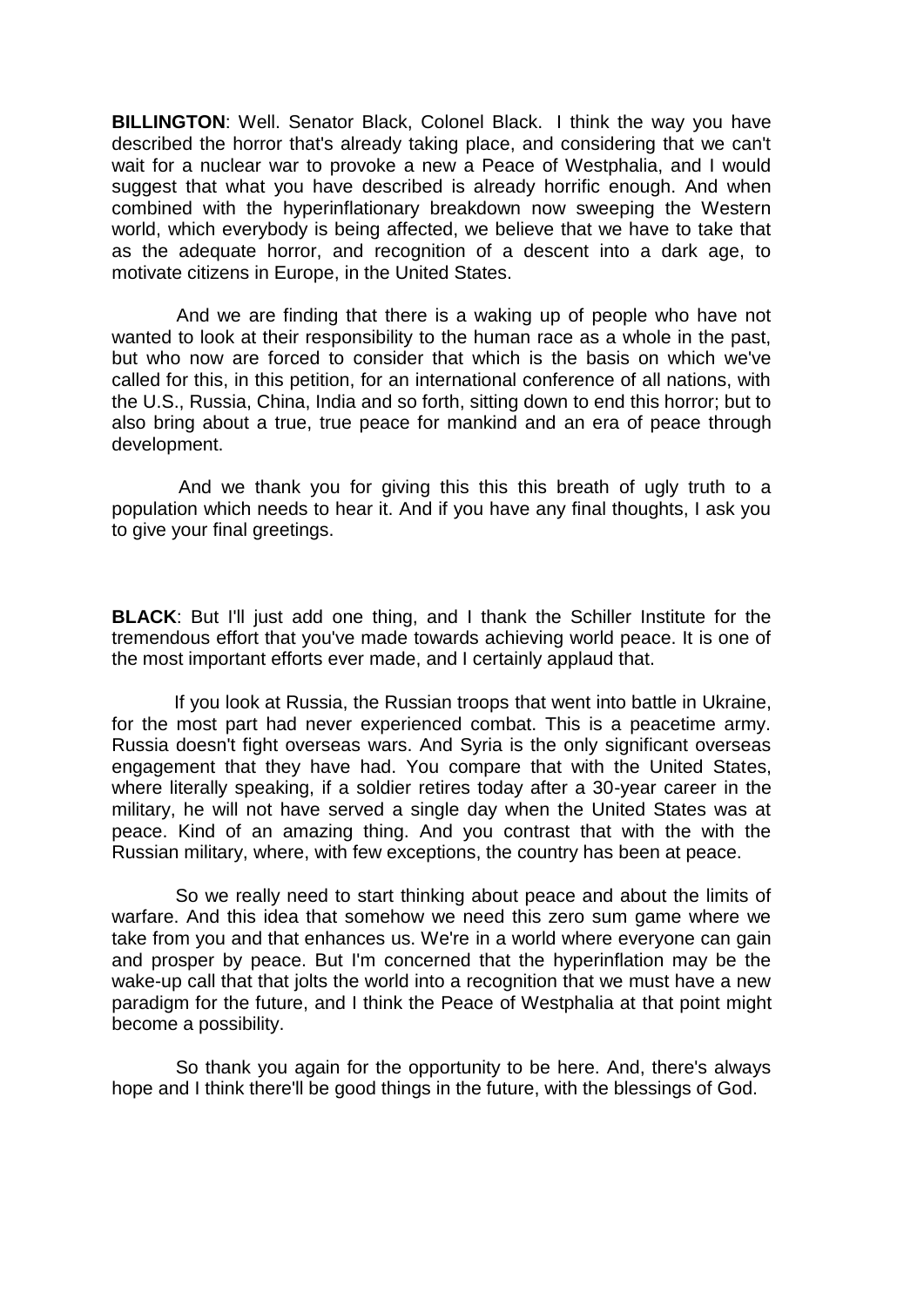**BILLINGTON**: Well. Senator Black, Colonel Black. I think the way you have described the horror that's already taking place, and considering that we can't wait for a nuclear war to provoke a new a Peace of Westphalia, and I would suggest that what you have described is already horrific enough. And when combined with the hyperinflationary breakdown now sweeping the Western world, which everybody is being affected, we believe that we have to take that as the adequate horror, and recognition of a descent into a dark age, to motivate citizens in Europe, in the United States.

And we are finding that there is a waking up of people who have not wanted to look at their responsibility to the human race as a whole in the past, but who now are forced to consider that which is the basis on which we've called for this, in this petition, for an international conference of all nations, with the U.S., Russia, China, India and so forth, sitting down to end this horror; but to also bring about a true, true peace for mankind and an era of peace through development.

And we thank you for giving this this this breath of ugly truth to a population which needs to hear it. And if you have any final thoughts, I ask you to give your final greetings.

**BLACK**: But I'll just add one thing, and I thank the Schiller Institute for the tremendous effort that you've made towards achieving world peace. It is one of the most important efforts ever made, and I certainly applaud that.

If you look at Russia, the Russian troops that went into battle in Ukraine, for the most part had never experienced combat. This is a peacetime army. Russia doesn't fight overseas wars. And Syria is the only significant overseas engagement that they have had. You compare that with the United States, where literally speaking, if a soldier retires today after a 30-year career in the military, he will not have served a single day when the United States was at peace. Kind of an amazing thing. And you contrast that with the with the Russian military, where, with few exceptions, the country has been at peace.

So we really need to start thinking about peace and about the limits of warfare. And this idea that somehow we need this zero sum game where we take from you and that enhances us. We're in a world where everyone can gain and prosper by peace. But I'm concerned that the hyperinflation may be the wake-up call that that jolts the world into a recognition that we must have a new paradigm for the future, and I think the Peace of Westphalia at that point might become a possibility.

So thank you again for the opportunity to be here. And, there's always hope and I think there'll be good things in the future, with the blessings of God.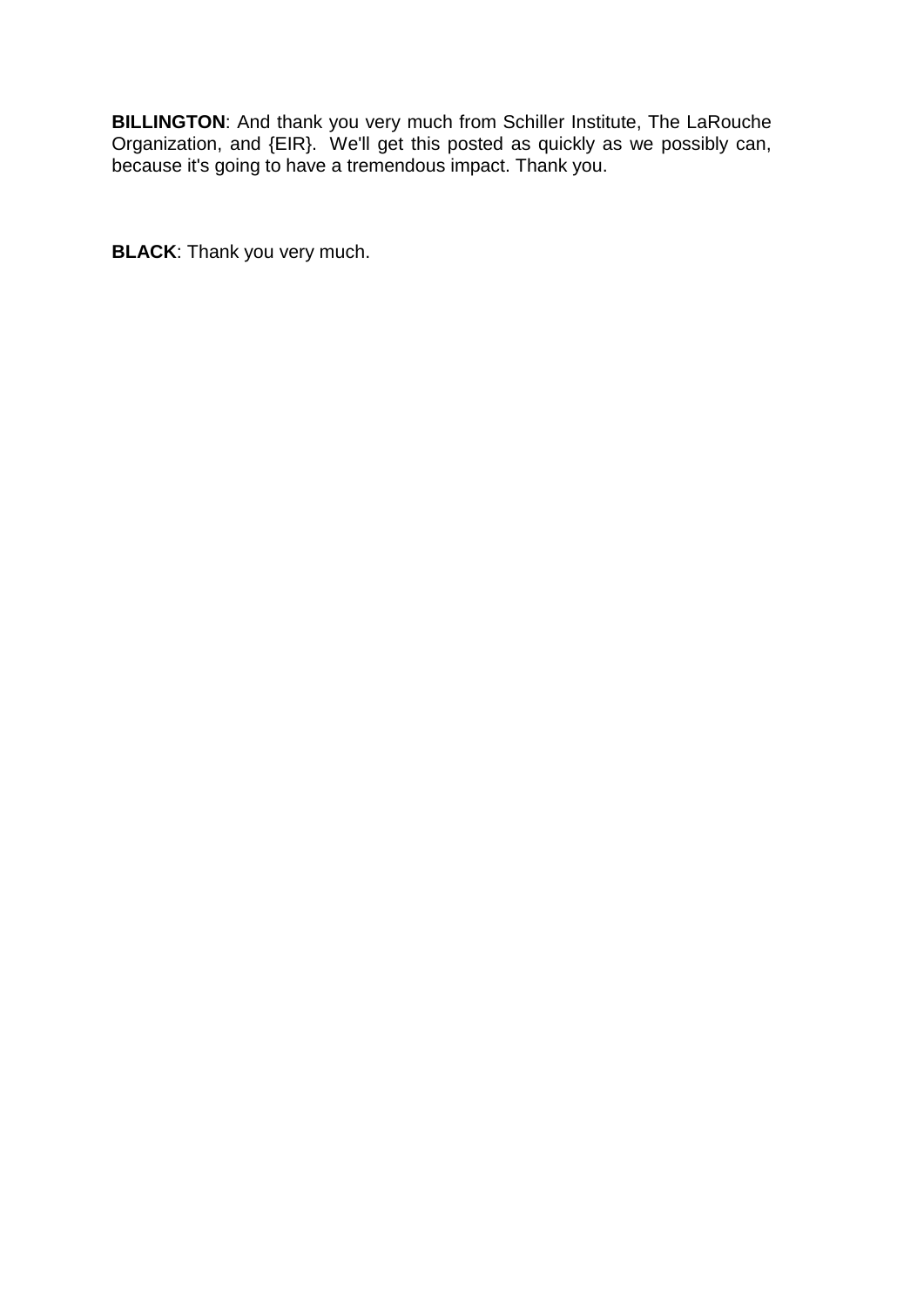**BILLINGTON**: And thank you very much from Schiller Institute, The LaRouche Organization, and {EIR}.  We'll get this posted as quickly as we possibly can, because it's going to have a tremendous impact. Thank you.

**BLACK**: Thank you very much.